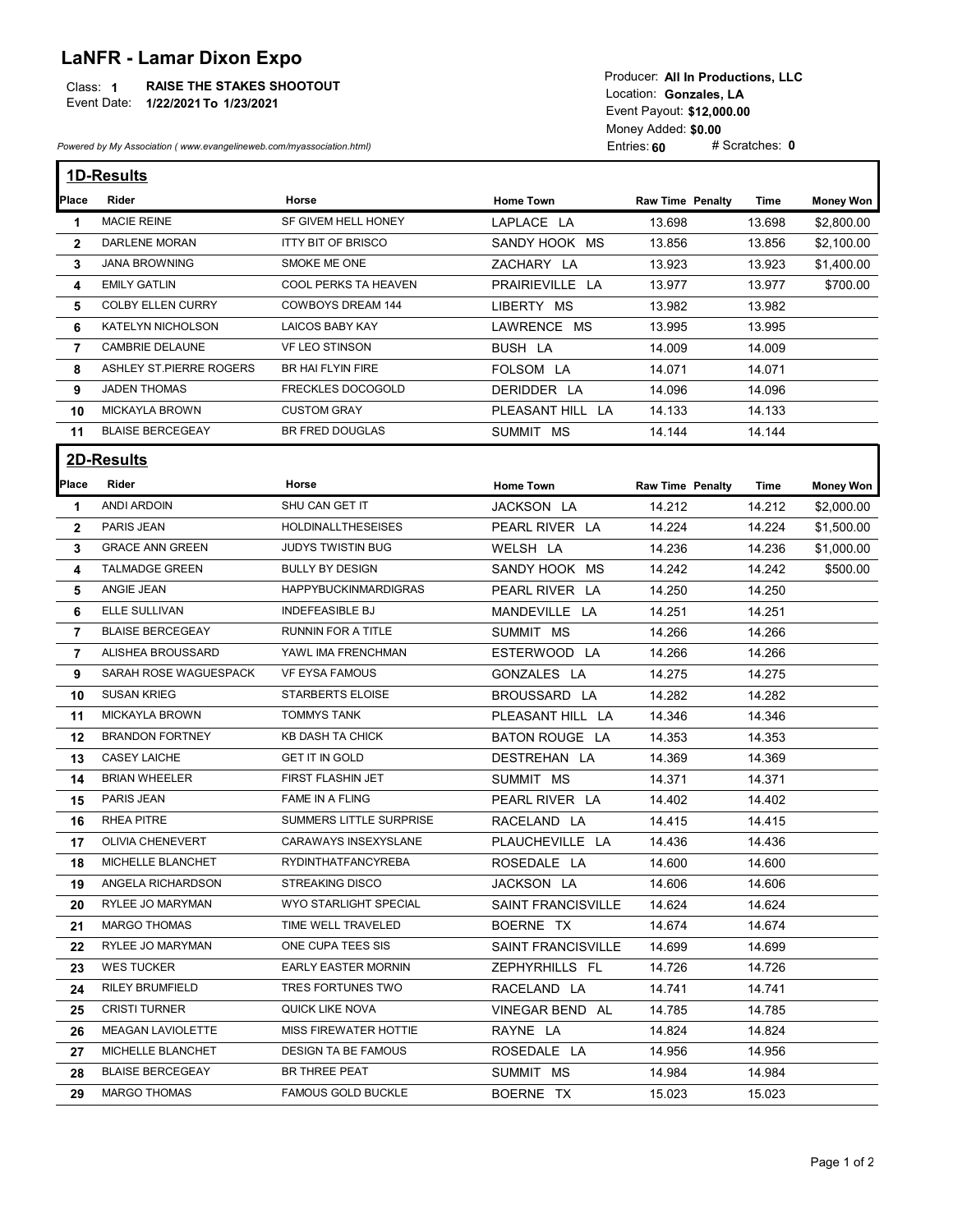# LaNFR - Lamar Dixon Expo

Class: **1** **RAISE THE STAKES SHOOTOUT**
Event Date: **1/22/2021 To 1/23/2021**

Producer: **All In Productions, LLC**
Location: **Gonzales, LA**
Event Payout: **$12,000.00**
Money Added: **$0.00**
Entries: **60** # Scratches: **0**

*Powered by My Association ( www.evangelineweb.com/myassociation.html)*

## 1D-Results

| Place | Rider | Horse | Home Town | Raw Time | Penalty | Time | Money Won |
|---|---|---|---|---|---|---|---|
| 1 | MACIE REINE | SF GIVEM HELL HONEY | LAPLACE LA | 13.698 | | 13.698 | $2,800.00 |
| 2 | DARLENE MORAN | ITTY BIT OF BRISCO | SANDY HOOK MS | 13.856 | | 13.856 | $2,100.00 |
| 3 | JANA BROWNING | SMOKE ME ONE | ZACHARY LA | 13.923 | | 13.923 | $1,400.00 |
| 4 | EMILY GATLIN | COOL PERKS TA HEAVEN | PRAIRIEVILLE LA | 13.977 | | 13.977 | $700.00 |
| 5 | COLBY ELLEN CURRY | COWBOYS DREAM 144 | LIBERTY MS | 13.982 | | 13.982 | |
| 6 | KATELYN NICHOLSON | LAICOS BABY KAY | LAWRENCE MS | 13.995 | | 13.995 | |
| 7 | CAMBRIE DELAUNE | VF LEO STINSON | BUSH LA | 14.009 | | 14.009 | |
| 8 | ASHLEY ST.PIERRE ROGERS | BR HAI FLYIN FIRE | FOLSOM LA | 14.071 | | 14.071 | |
| 9 | JADEN THOMAS | FRECKLES DOCOGOLD | DERIDDER LA | 14.096 | | 14.096 | |
| 10 | MICKAYLA BROWN | CUSTOM GRAY | PLEASANT HILL LA | 14.133 | | 14.133 | |
| 11 | BLAISE BERCEGEAY | BR FRED DOUGLAS | SUMMIT MS | 14.144 | | 14.144 | |

## 2D-Results

| Place | Rider | Horse | Home Town | Raw Time | Penalty | Time | Money Won |
|---|---|---|---|---|---|---|---|
| 1 | ANDI ARDOIN | SHU CAN GET IT | JACKSON LA | 14.212 | | 14.212 | $2,000.00 |
| 2 | PARIS JEAN | HOLDINALLTHESEISES | PEARL RIVER LA | 14.224 | | 14.224 | $1,500.00 |
| 3 | GRACE ANN GREEN | JUDYS TWISTIN BUG | WELSH LA | 14.236 | | 14.236 | $1,000.00 |
| 4 | TALMADGE GREEN | BULLY BY DESIGN | SANDY HOOK MS | 14.242 | | 14.242 | $500.00 |
| 5 | ANGIE JEAN | HAPPYBUCKINMARDIGRAS | PEARL RIVER LA | 14.250 | | 14.250 | |
| 6 | ELLE SULLIVAN | INDEFEASIBLE BJ | MANDEVILLE LA | 14.251 | | 14.251 | |
| 7 | BLAISE BERCEGEAY | RUNNIN FOR A TITLE | SUMMIT MS | 14.266 | | 14.266 | |
| 7 | ALISHEA BROUSSARD | YAWL IMA FRENCHMAN | ESTERWOOD LA | 14.266 | | 14.266 | |
| 9 | SARAH ROSE WAGUESPACK | VF EYSA FAMOUS | GONZALES LA | 14.275 | | 14.275 | |
| 10 | SUSAN KRIEG | STARBERTS ELOISE | BROUSSARD LA | 14.282 | | 14.282 | |
| 11 | MICKAYLA BROWN | TOMMYS TANK | PLEASANT HILL LA | 14.346 | | 14.346 | |
| 12 | BRANDON FORTNEY | KB DASH TA CHICK | BATON ROUGE LA | 14.353 | | 14.353 | |
| 13 | CASEY LAICHE | GET IT IN GOLD | DESTREHAN LA | 14.369 | | 14.369 | |
| 14 | BRIAN WHEELER | FIRST FLASHIN JET | SUMMIT MS | 14.371 | | 14.371 | |
| 15 | PARIS JEAN | FAME IN A FLING | PEARL RIVER LA | 14.402 | | 14.402 | |
| 16 | RHEA PITRE | SUMMERS LITTLE SURPRISE | RACELAND LA | 14.415 | | 14.415 | |
| 17 | OLIVIA CHENEVERT | CARAWAYS INSEXYSLANE | PLAUCHEVILLE LA | 14.436 | | 14.436 | |
| 18 | MICHELLE BLANCHET | RYDINTHATFANCYREBA | ROSEDALE LA | 14.600 | | 14.600 | |
| 19 | ANGELA RICHARDSON | STREAKING DISCO | JACKSON LA | 14.606 | | 14.606 | |
| 20 | RYLEE JO MARYMAN | WYO STARLIGHT SPECIAL | SAINT FRANCISVILLE | 14.624 | | 14.624 | |
| 21 | MARGO THOMAS | TIME WELL TRAVELED | BOERNE TX | 14.674 | | 14.674 | |
| 22 | RYLEE JO MARYMAN | ONE CUPA TEES SIS | SAINT FRANCISVILLE | 14.699 | | 14.699 | |
| 23 | WES TUCKER | EARLY EASTER MORNIN | ZEPHYRHILLS FL | 14.726 | | 14.726 | |
| 24 | RILEY BRUMFIELD | TRES FORTUNES TWO | RACELAND LA | 14.741 | | 14.741 | |
| 25 | CRISTI TURNER | QUICK LIKE NOVA | VINEGAR BEND AL | 14.785 | | 14.785 | |
| 26 | MEAGAN LAVIOLETTE | MISS FIREWATER HOTTIE | RAYNE LA | 14.824 | | 14.824 | |
| 27 | MICHELLE BLANCHET | DESIGN TA BE FAMOUS | ROSEDALE LA | 14.956 | | 14.956 | |
| 28 | BLAISE BERCEGEAY | BR THREE PEAT | SUMMIT MS | 14.984 | | 14.984 | |
| 29 | MARGO THOMAS | FAMOUS GOLD BUCKLE | BOERNE TX | 15.023 | | 15.023 | |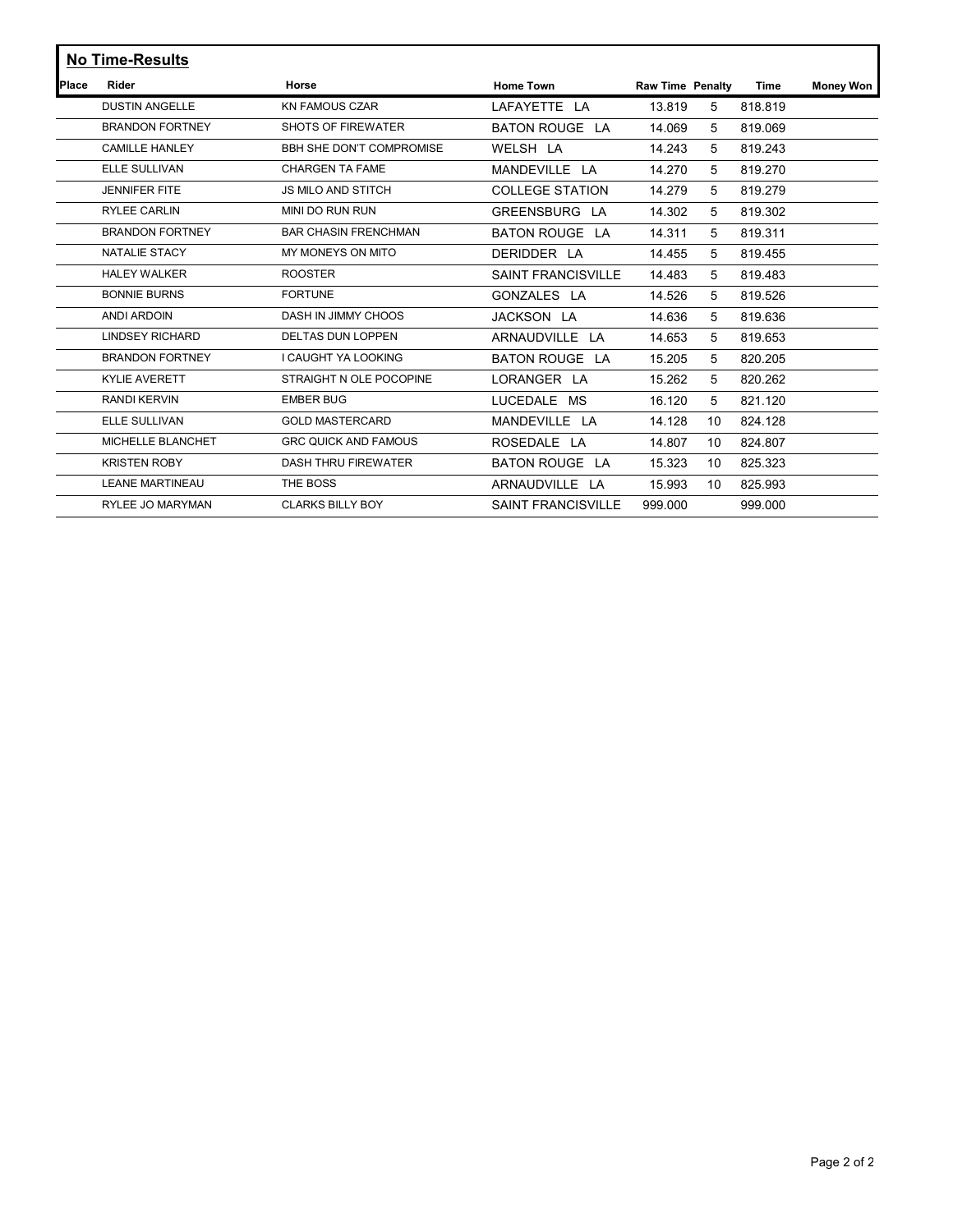## No Time-Results

| Place | Rider | Horse | Home Town | Raw Time | Penalty | Time | Money Won |
|---|---|---|---|---|---|---|---|
| | DUSTIN ANGELLE | KN FAMOUS CZAR | LAFAYETTE LA | 13.819 | 5 | 818.819 | |
| | BRANDON FORTNEY | SHOTS OF FIREWATER | BATON ROUGE LA | 14.069 | 5 | 819.069 | |
| | CAMILLE HANLEY | BBH SHE DON'T COMPROMISE | WELSH LA | 14.243 | 5 | 819.243 | |
| | ELLE SULLIVAN | CHARGEN TA FAME | MANDEVILLE LA | 14.270 | 5 | 819.270 | |
| | JENNIFER FITE | JS MILO AND STITCH | COLLEGE STATION | 14.279 | 5 | 819.279 | |
| | RYLEE CARLIN | MINI DO RUN RUN | GREENSBURG LA | 14.302 | 5 | 819.302 | |
| | BRANDON FORTNEY | BAR CHASIN FRENCHMAN | BATON ROUGE LA | 14.311 | 5 | 819.311 | |
| | NATALIE STACY | MY MONEYS ON MITO | DERIDDER LA | 14.455 | 5 | 819.455 | |
| | HALEY WALKER | ROOSTER | SAINT FRANCISVILLE | 14.483 | 5 | 819.483 | |
| | BONNIE BURNS | FORTUNE | GONZALES LA | 14.526 | 5 | 819.526 | |
| | ANDI ARDOIN | DASH IN JIMMY CHOOS | JACKSON LA | 14.636 | 5 | 819.636 | |
| | LINDSEY RICHARD | DELTAS DUN LOPPEN | ARNAUDVILLE LA | 14.653 | 5 | 819.653 | |
| | BRANDON FORTNEY | I CAUGHT YA LOOKING | BATON ROUGE LA | 15.205 | 5 | 820.205 | |
| | KYLIE AVERETT | STRAIGHT N OLE POCOPINE | LORANGER LA | 15.262 | 5 | 820.262 | |
| | RANDI KERVIN | EMBER BUG | LUCEDALE MS | 16.120 | 5 | 821.120 | |
| | ELLE SULLIVAN | GOLD MASTERCARD | MANDEVILLE LA | 14.128 | 10 | 824.128 | |
| | MICHELLE BLANCHET | GRC QUICK AND FAMOUS | ROSEDALE LA | 14.807 | 10 | 824.807 | |
| | KRISTEN ROBY | DASH THRU FIREWATER | BATON ROUGE LA | 15.323 | 10 | 825.323 | |
| | LEANE MARTINEAU | THE BOSS | ARNAUDVILLE LA | 15.993 | 10 | 825.993 | |
| | RYLEE JO MARYMAN | CLARKS BILLY BOY | SAINT FRANCISVILLE | 999.000 | | 999.000 | |